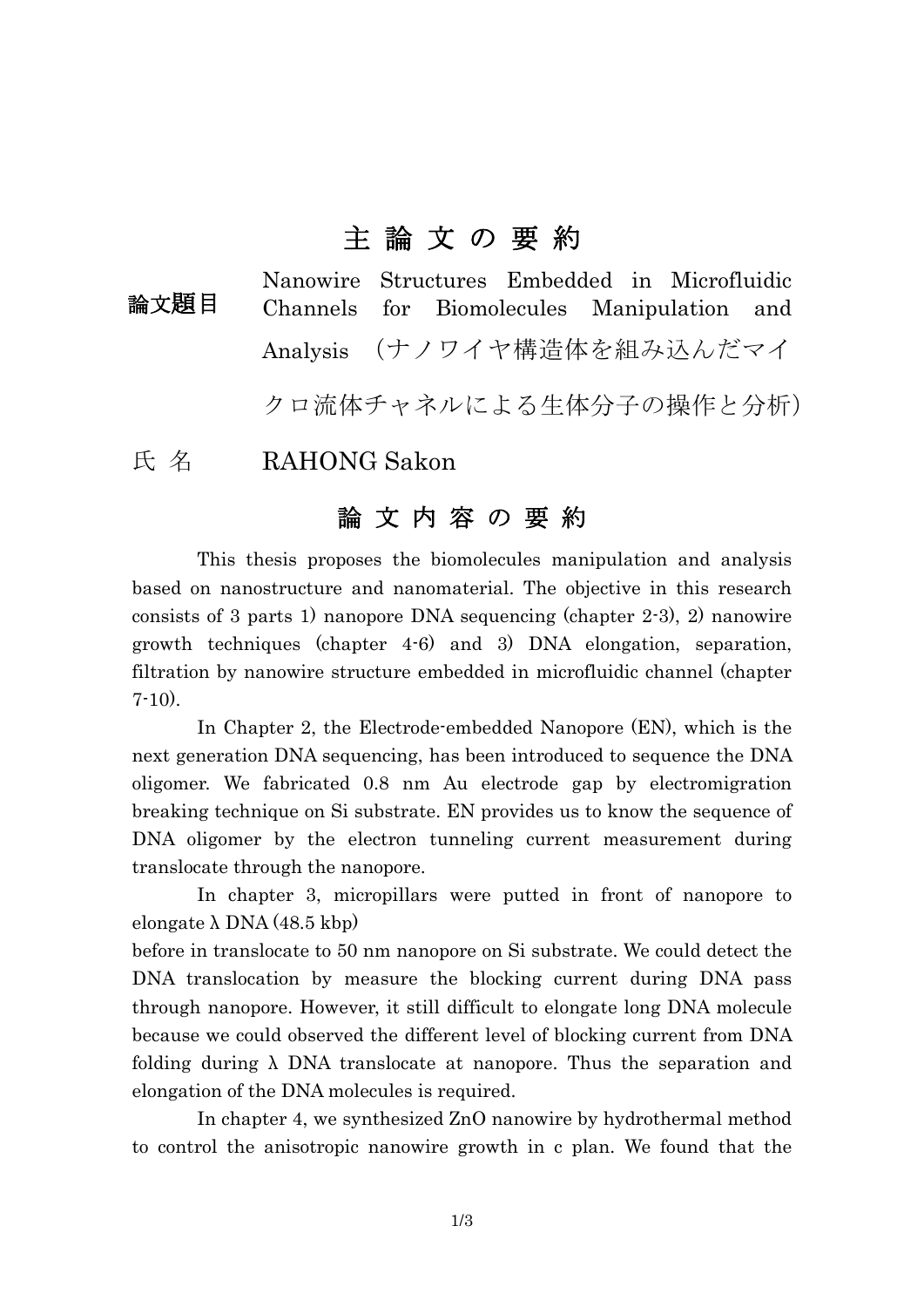# 主 論 文 の 要 約

**論文題目** Nanowire Structures Embedded in Microfluidic Channels for Biomolecules Manipulation and Analysis （ナノワイヤ構造体を組み込んだマイクロ流体チャネルによる生体分子の操作と分析）

氏 名　RAHONG Sakon

## 論 文 内 容 の 要 約

This thesis proposes the biomolecules manipulation and analysis based on nanostructure and nanomaterial. The objective in this research consists of 3 parts 1) nanopore DNA sequencing (chapter 2-3), 2) nanowire growth techniques (chapter 4-6) and 3) DNA elongation, separation, filtration by nanowire structure embedded in microfluidic channel (chapter 7-10).

In Chapter 2, the Electrode-embedded Nanopore (EN), which is the next generation DNA sequencing, has been introduced to sequence the DNA oligomer. We fabricated 0.8 nm Au electrode gap by electromigration breaking technique on Si substrate. EN provides us to know the sequence of DNA oligomer by the electron tunneling current measurement during translocate through the nanopore.

In chapter 3, micropillars were putted in front of nanopore to elongate λ DNA (48.5 kbp) before in translocate to 50 nm nanopore on Si substrate. We could detect the DNA translocation by measure the blocking current during DNA pass through nanopore. However, it still difficult to elongate long DNA molecule because we could observed the different level of blocking current from DNA folding during λ DNA translocate at nanopore. Thus the separation and elongation of the DNA molecules is required.

In chapter 4, we synthesized ZnO nanowire by hydrothermal method to control the anisotropic nanowire growth in c plan. We found that the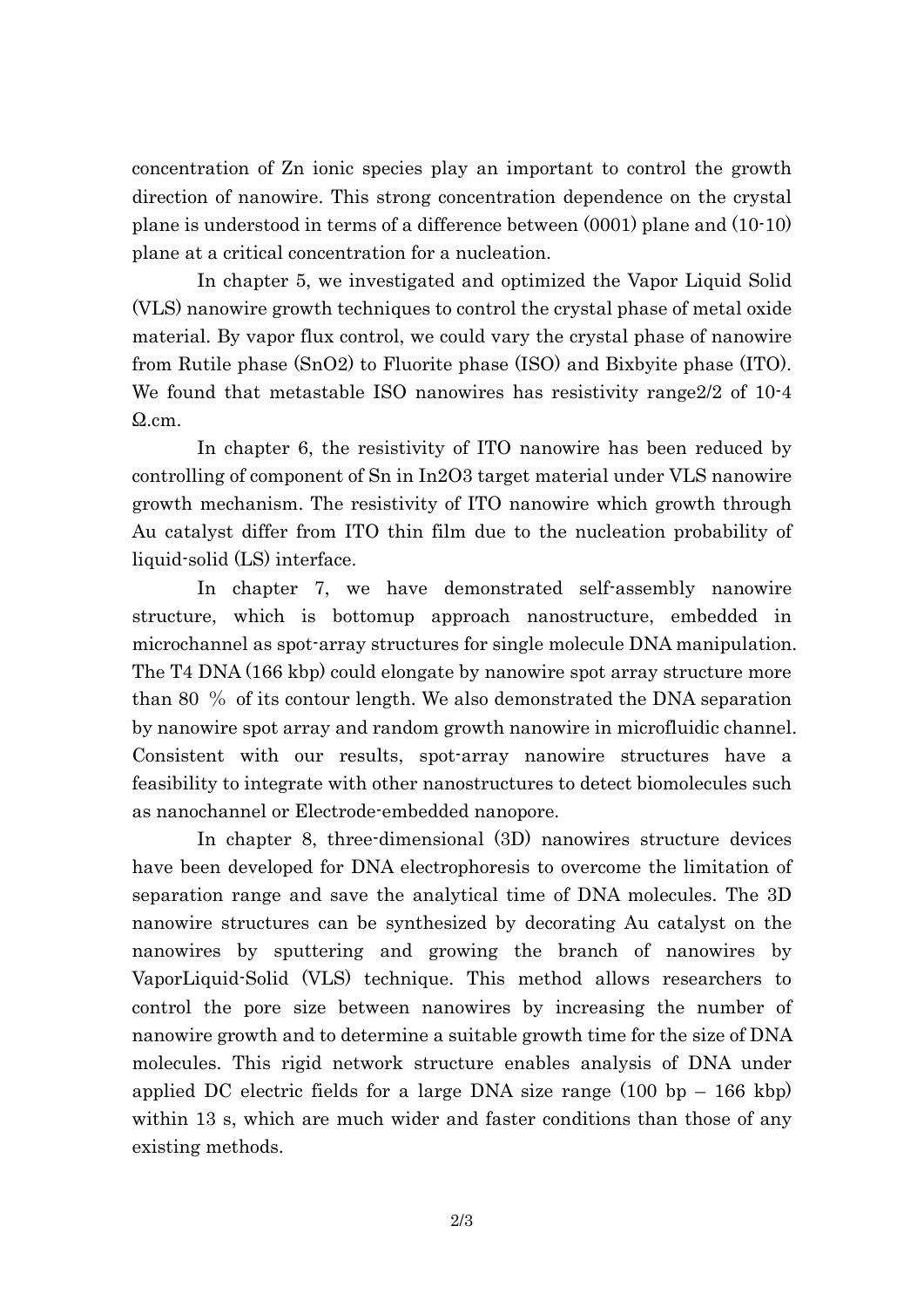concentration of Zn ionic species play an important to control the growth direction of nanowire. This strong concentration dependence on the crystal plane is understood in terms of a difference between (0001) plane and (10-10) plane at a critical concentration for a nucleation.

In chapter 5, we investigated and optimized the Vapor Liquid Solid (VLS) nanowire growth techniques to control the crystal phase of metal oxide material. By vapor flux control, we could vary the crystal phase of nanowire from Rutile phase ($SnO_2$) to Fluorite phase (ISO) and Bixbyite phase (ITO). We found that metastable ISO nanowires has resistivity range2/2 of $10^{-4}$ Ω.cm.

In chapter 6, the resistivity of ITO nanowire has been reduced by controlling of component of Sn in $In_2O_3$ target material under VLS nanowire growth mechanism. The resistivity of ITO nanowire which growth through Au catalyst differ from ITO thin film due to the nucleation probability of liquid-solid (LS) interface.

In chapter 7, we have demonstrated self-assembly nanowire structure, which is bottomup approach nanostructure, embedded in microchannel as spot-array structures for single molecule DNA manipulation. The T4 DNA (166 kbp) could elongate by nanowire spot array structure more than 80 % of its contour length. We also demonstrated the DNA separation by nanowire spot array and random growth nanowire in microfluidic channel. Consistent with our results, spot-array nanowire structures have a feasibility to integrate with other nanostructures to detect biomolecules such as nanochannel or Electrode-embedded nanopore.

In chapter 8, three-dimensional (3D) nanowires structure devices have been developed for DNA electrophoresis to overcome the limitation of separation range and save the analytical time of DNA molecules. The 3D nanowire structures can be synthesized by decorating Au catalyst on the nanowires by sputtering and growing the branch of nanowires by VaporLiquid-Solid (VLS) technique. This method allows researchers to control the pore size between nanowires by increasing the number of nanowire growth and to determine a suitable growth time for the size of DNA molecules. This rigid network structure enables analysis of DNA under applied DC electric fields for a large DNA size range (100 bp – 166 kbp) within 13 s, which are much wider and faster conditions than those of any existing methods.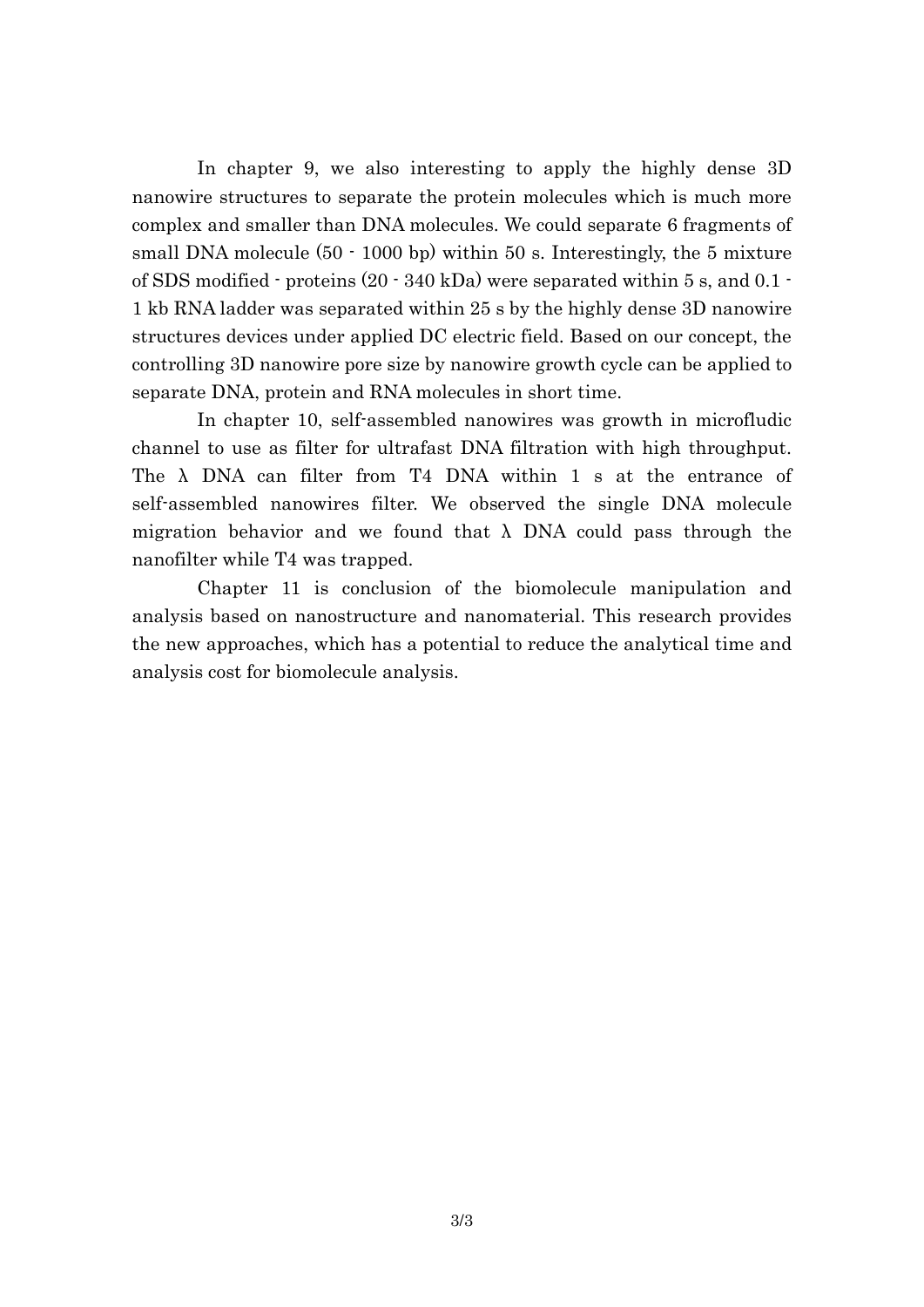In chapter 9, we also interesting to apply the highly dense 3D nanowire structures to separate the protein molecules which is much more complex and smaller than DNA molecules. We could separate 6 fragments of small DNA molecule (50 - 1000 bp) within 50 s. Interestingly, the 5 mixture of SDS modified - proteins (20 - 340 kDa) were separated within 5 s, and 0.1 - 1 kb RNA ladder was separated within 25 s by the highly dense 3D nanowire structures devices under applied DC electric field. Based on our concept, the controlling 3D nanowire pore size by nanowire growth cycle can be applied to separate DNA, protein and RNA molecules in short time.

In chapter 10, self-assembled nanowires was growth in microfludic channel to use as filter for ultrafast DNA filtration with high throughput. The λ DNA can filter from T4 DNA within 1 s at the entrance of self-assembled nanowires filter. We observed the single DNA molecule migration behavior and we found that λ DNA could pass through the nanofilter while T4 was trapped.

Chapter 11 is conclusion of the biomolecule manipulation and analysis based on nanostructure and nanomaterial. This research provides the new approaches, which has a potential to reduce the analytical time and analysis cost for biomolecule analysis.